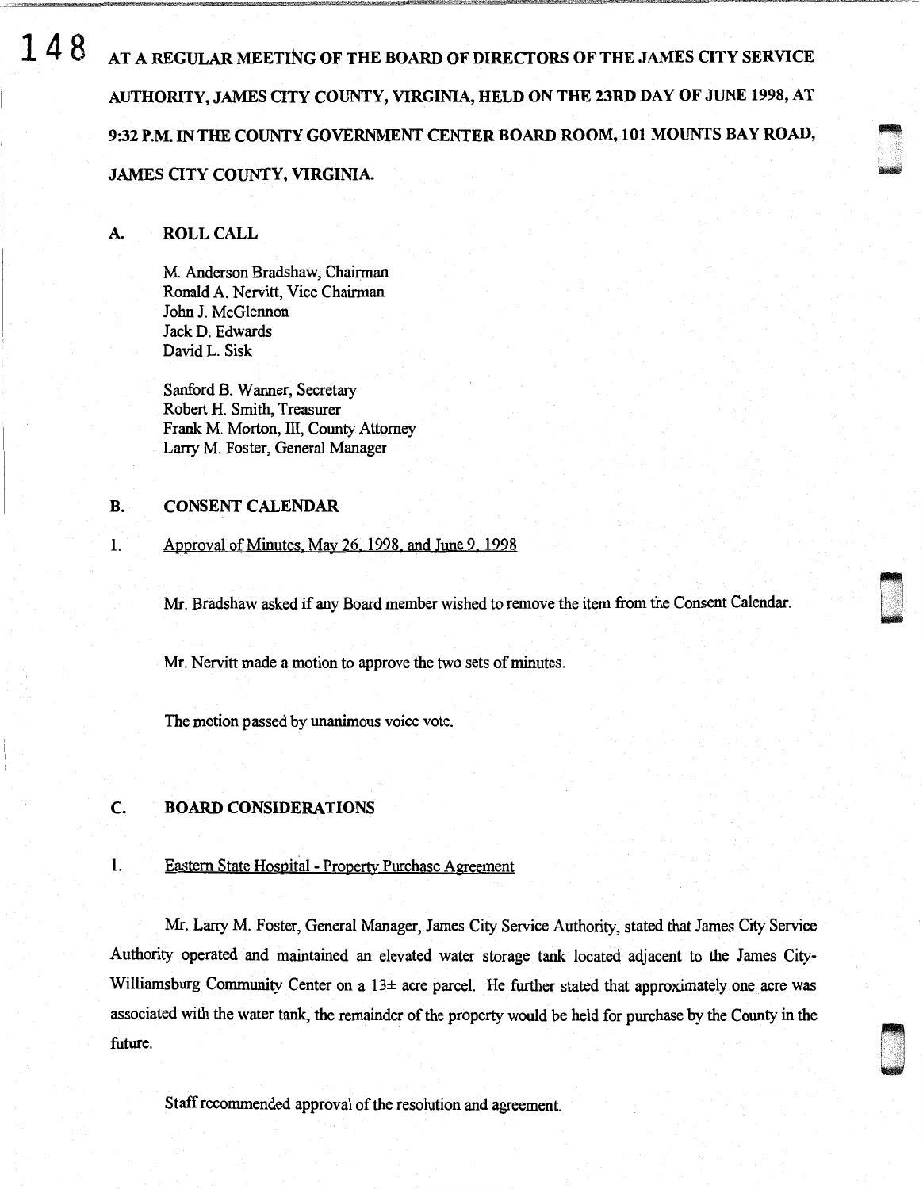AT A REGULAR MEETING OF THE BOARD OF DIRECTORS OF THE JAMES CITY SERVICE AUTHORITY, JAMES CITY COUNTY, VIRGINIA, HELD ON THE 23RD DAY OF JUNE 1998, AT 9:32 P.M. IN THE COUNTY GOVERNMENT CENTER BOARD ROOM, 101 MOUNTS BAY ROAD, JAMES CITY COUNTY, VIRGINIA.

## A. ROLL CALL

M. Anderson Bradshaw, Chairman
Ronald A. Nervitt, Vice Chairman
John J. McGlennon
Jack D. Edwards
David L. Sisk

Sanford B. Wanner, Secretary
Robert H. Smith, Treasurer
Frank M. Morton, III, County Attorney
Larry M. Foster, General Manager

## B. CONSENT CALENDAR

1. Approval of Minutes, May 26, 1998, and June 9, 1998

Mr. Bradshaw asked if any Board member wished to remove the item from the Consent Calendar.

Mr. Nervitt made a motion to approve the two sets of minutes.

The motion passed by unanimous voice vote.

## C. BOARD CONSIDERATIONS

1. Eastern State Hospital - Property Purchase Agreement

Mr. Larry M. Foster, General Manager, James City Service Authority, stated that James City Service Authority operated and maintained an elevated water storage tank located adjacent to the James City-Williamsburg Community Center on a 13± acre parcel. He further stated that approximately one acre was associated with the water tank, the remainder of the property would be held for purchase by the County in the future.

Staff recommended approval of the resolution and agreement.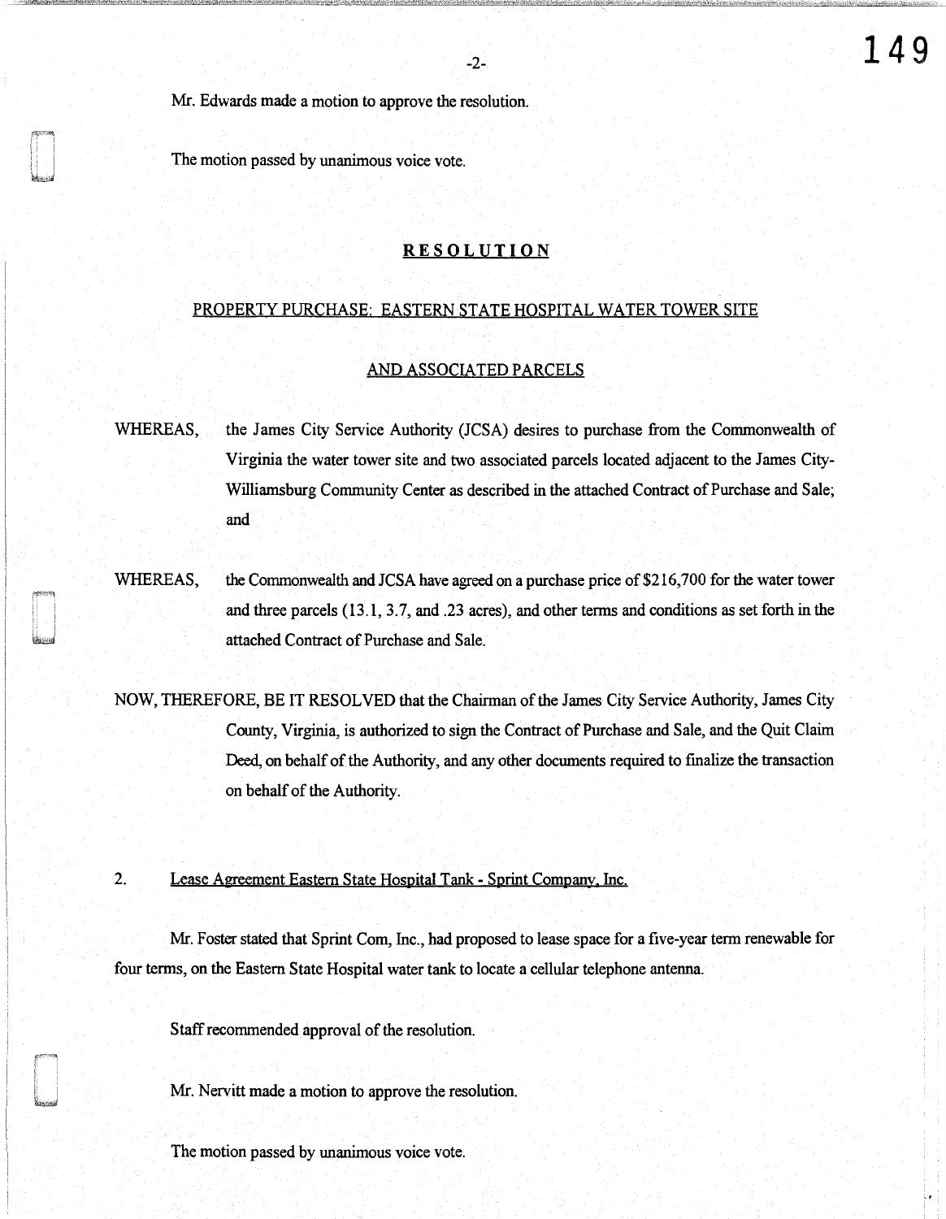Mr. Edwards made a motion to approve the resolution.

The motion passed by unanimous voice vote.

**RESOLUTION**

PROPERTY PURCHASE: EASTERN STATE HOSPITAL WATER TOWER SITE

AND ASSOCIATED PARCELS

WHEREAS, the James City Service Authority (JCSA) desires to purchase from the Commonwealth of Virginia the water tower site and two associated parcels located adjacent to the James City-Williamsburg Community Center as described in the attached Contract of Purchase and Sale; and

WHEREAS, the Commonwealth and JCSA have agreed on a purchase price of $216,700 for the water tower and three parcels (13.1, 3.7, and .23 acres), and other terms and conditions as set forth in the attached Contract of Purchase and Sale.

NOW, THEREFORE, BE IT RESOLVED that the Chairman of the James City Service Authority, James City County, Virginia, is authorized to sign the Contract of Purchase and Sale, and the Quit Claim Deed, on behalf of the Authority, and any other documents required to finalize the transaction on behalf of the Authority.

2. Lease Agreement Eastern State Hospital Tank - Sprint Company, Inc.

Mr. Foster stated that Sprint Com, Inc., had proposed to lease space for a five-year term renewable for four terms, on the Eastern State Hospital water tank to locate a cellular telephone antenna.

Staff recommended approval of the resolution.

Mr. Nervitt made a motion to approve the resolution.

The motion passed by unanimous voice vote.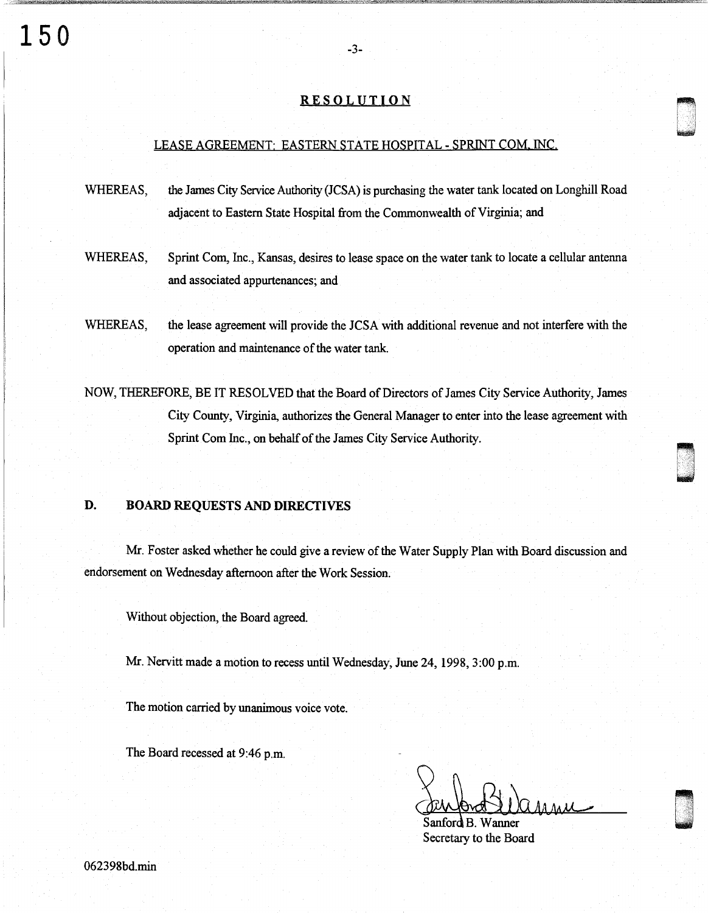## RESOLUTION

### LEASE AGREEMENT: EASTERN STATE HOSPITAL - SPRINT COM, INC.

WHEREAS, the James City Service Authority (JCSA) is purchasing the water tank located on Longhill Road adjacent to Eastern State Hospital from the Commonwealth of Virginia; and

WHEREAS, Sprint Com, Inc., Kansas, desires to lease space on the water tank to locate a cellular antenna and associated appurtenances; and

WHEREAS, the lease agreement will provide the JCSA with additional revenue and not interfere with the operation and maintenance of the water tank.

NOW, THEREFORE, BE IT RESOLVED that the Board of Directors of James City Service Authority, James City County, Virginia, authorizes the General Manager to enter into the lease agreement with Sprint Com Inc., on behalf of the James City Service Authority.

## D. BOARD REQUESTS AND DIRECTIVES

Mr. Foster asked whether he could give a review of the Water Supply Plan with Board discussion and endorsement on Wednesday afternoon after the Work Session.

Without objection, the Board agreed.

Mr. Nervitt made a motion to recess until Wednesday, June 24, 1998, 3:00 p.m.

The motion carried by unanimous voice vote.

The Board recessed at 9:46 p.m.

Sanford B. Wanner
Secretary to the Board

062398bd.min